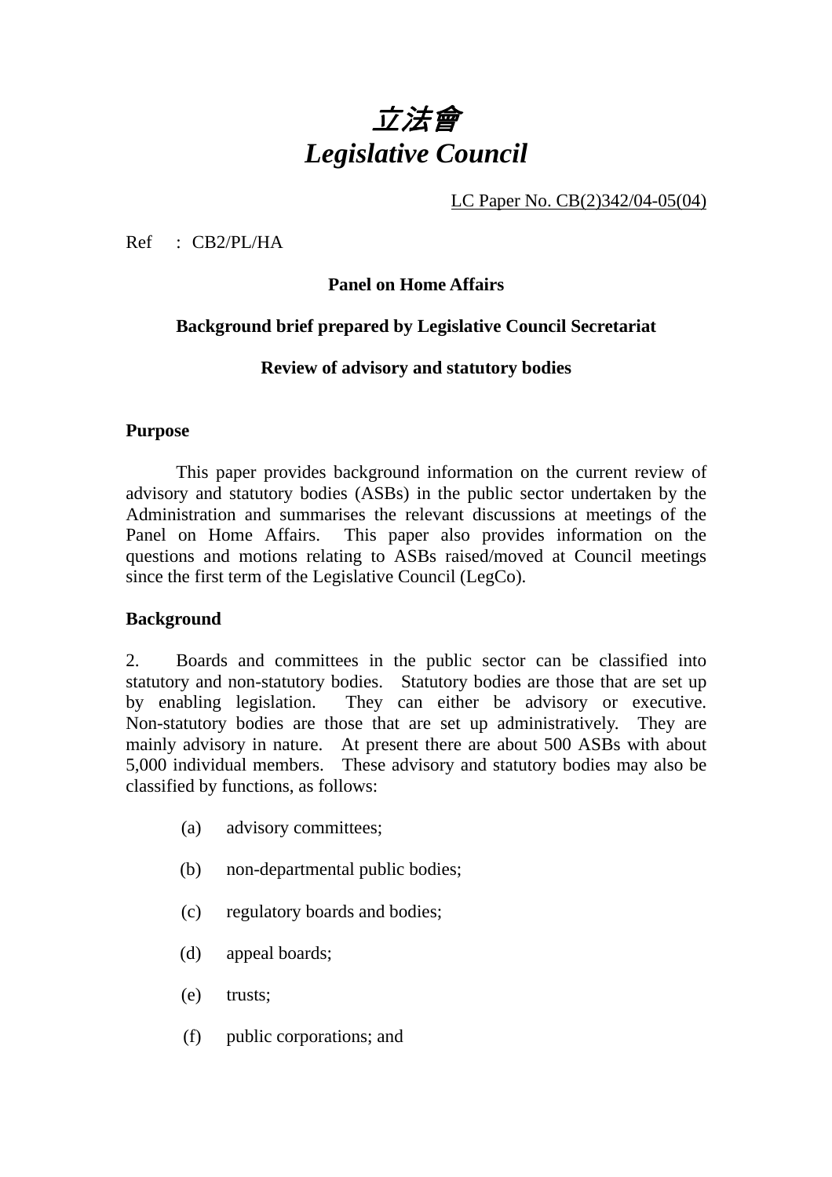# *立法會*
# *Legislative Council*

LC Paper No. CB(2)342/04-05(04)

Ref : CB2/PL/HA

**Panel on Home Affairs**

**Background brief prepared by Legislative Council Secretariat**

**Review of advisory and statutory bodies**

## Purpose

This paper provides background information on the current review of advisory and statutory bodies (ASBs) in the public sector undertaken by the Administration and summarises the relevant discussions at meetings of the Panel on Home Affairs. This paper also provides information on the questions and motions relating to ASBs raised/moved at Council meetings since the first term of the Legislative Council (LegCo).

## Background

2. Boards and committees in the public sector can be classified into statutory and non-statutory bodies. Statutory bodies are those that are set up by enabling legislation. They can either be advisory or executive. Non-statutory bodies are those that are set up administratively. They are mainly advisory in nature. At present there are about 500 ASBs with about 5,000 individual members. These advisory and statutory bodies may also be classified by functions, as follows:

(a) advisory committees;

(b) non-departmental public bodies;

(c) regulatory boards and bodies;

(d) appeal boards;

(e) trusts;

(f) public corporations; and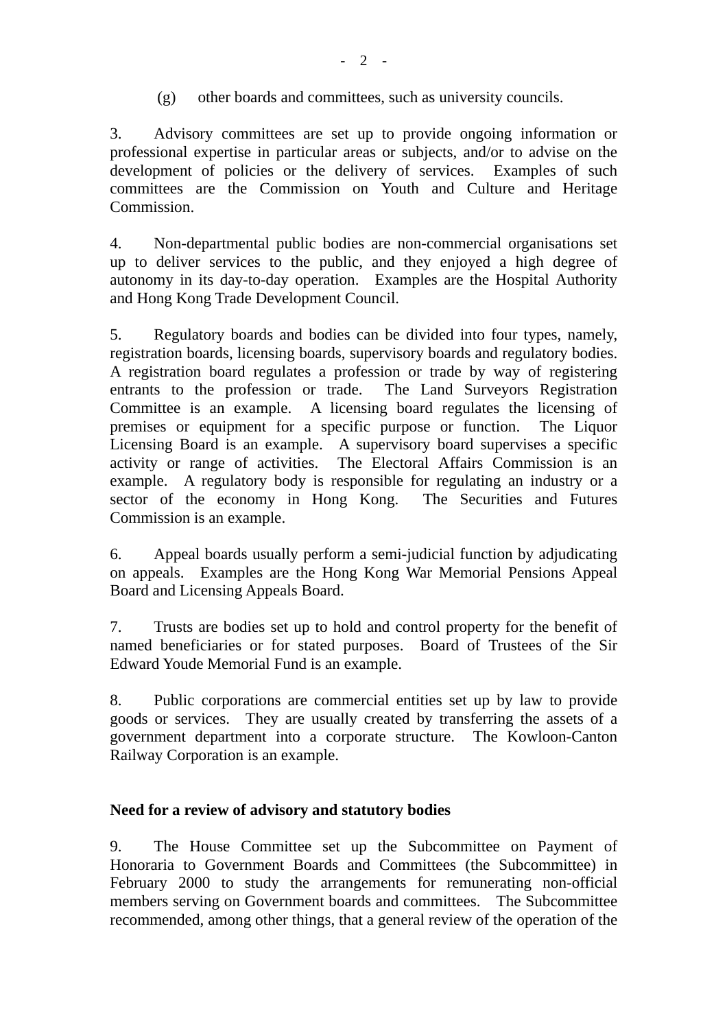(g) other boards and committees, such as university councils.

3. Advisory committees are set up to provide ongoing information or professional expertise in particular areas or subjects, and/or to advise on the development of policies or the delivery of services. Examples of such committees are the Commission on Youth and Culture and Heritage Commission.

4. Non-departmental public bodies are non-commercial organisations set up to deliver services to the public, and they enjoyed a high degree of autonomy in its day-to-day operation. Examples are the Hospital Authority and Hong Kong Trade Development Council.

5. Regulatory boards and bodies can be divided into four types, namely, registration boards, licensing boards, supervisory boards and regulatory bodies. A registration board regulates a profession or trade by way of registering entrants to the profession or trade. The Land Surveyors Registration Committee is an example. A licensing board regulates the licensing of premises or equipment for a specific purpose or function. The Liquor Licensing Board is an example. A supervisory board supervises a specific activity or range of activities. The Electoral Affairs Commission is an example. A regulatory body is responsible for regulating an industry or a sector of the economy in Hong Kong. The Securities and Futures Commission is an example.

6. Appeal boards usually perform a semi-judicial function by adjudicating on appeals. Examples are the Hong Kong War Memorial Pensions Appeal Board and Licensing Appeals Board.

7. Trusts are bodies set up to hold and control property for the benefit of named beneficiaries or for stated purposes. Board of Trustees of the Sir Edward Youde Memorial Fund is an example.

8. Public corporations are commercial entities set up by law to provide goods or services. They are usually created by transferring the assets of a government department into a corporate structure. The Kowloon-Canton Railway Corporation is an example.

**Need for a review of advisory and statutory bodies**

9. The House Committee set up the Subcommittee on Payment of Honoraria to Government Boards and Committees (the Subcommittee) in February 2000 to study the arrangements for remunerating non-official members serving on Government boards and committees. The Subcommittee recommended, among other things, that a general review of the operation of the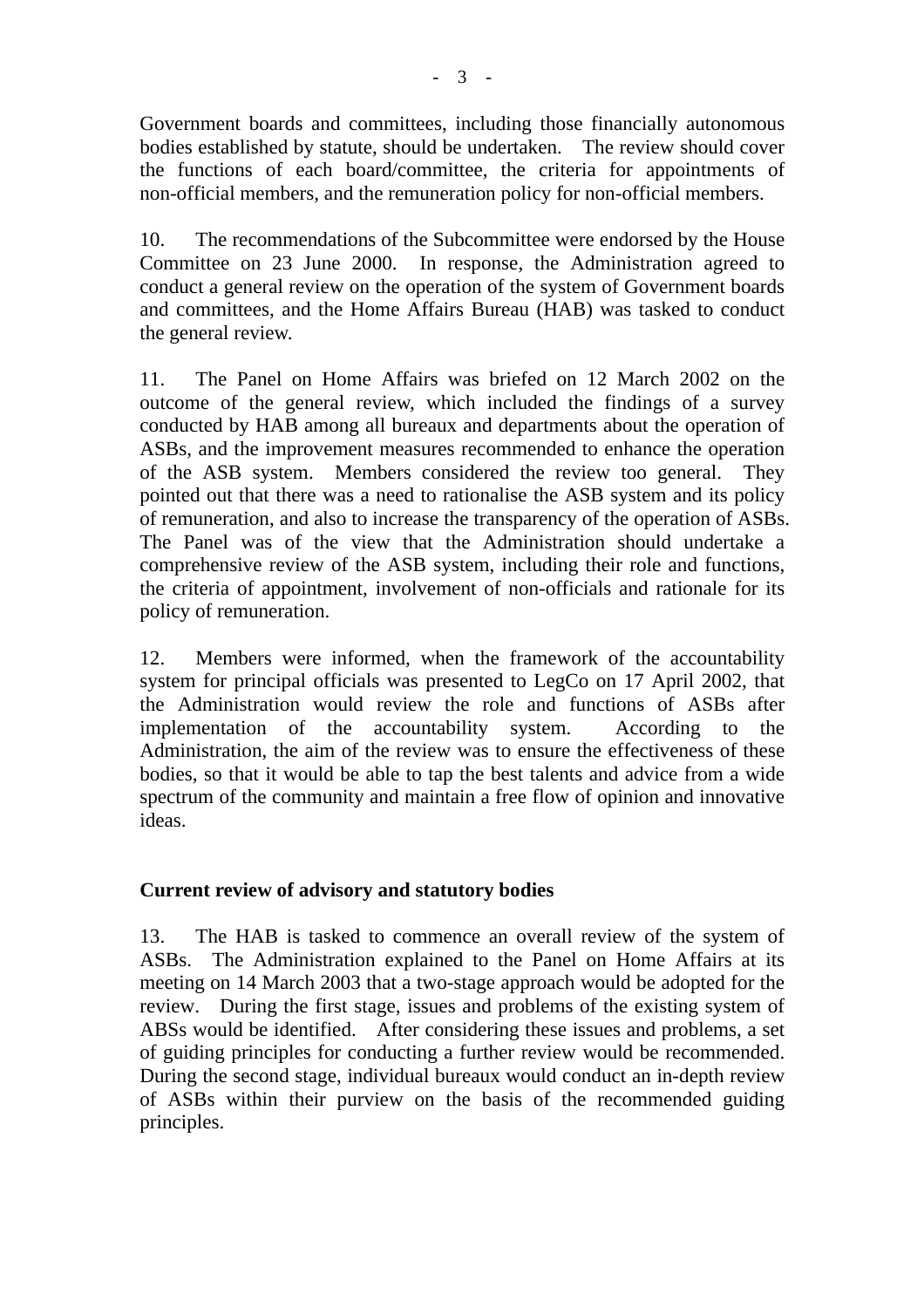Government boards and committees, including those financially autonomous bodies established by statute, should be undertaken. The review should cover the functions of each board/committee, the criteria for appointments of non-official members, and the remuneration policy for non-official members.

10. The recommendations of the Subcommittee were endorsed by the House Committee on 23 June 2000. In response, the Administration agreed to conduct a general review on the operation of the system of Government boards and committees, and the Home Affairs Bureau (HAB) was tasked to conduct the general review.

11. The Panel on Home Affairs was briefed on 12 March 2002 on the outcome of the general review, which included the findings of a survey conducted by HAB among all bureaux and departments about the operation of ASBs, and the improvement measures recommended to enhance the operation of the ASB system. Members considered the review too general. They pointed out that there was a need to rationalise the ASB system and its policy of remuneration, and also to increase the transparency of the operation of ASBs. The Panel was of the view that the Administration should undertake a comprehensive review of the ASB system, including their role and functions, the criteria of appointment, involvement of non-officials and rationale for its policy of remuneration.

12. Members were informed, when the framework of the accountability system for principal officials was presented to LegCo on 17 April 2002, that the Administration would review the role and functions of ASBs after implementation of the accountability system. According to the Administration, the aim of the review was to ensure the effectiveness of these bodies, so that it would be able to tap the best talents and advice from a wide spectrum of the community and maintain a free flow of opinion and innovative ideas.

**Current review of advisory and statutory bodies**

13. The HAB is tasked to commence an overall review of the system of ASBs. The Administration explained to the Panel on Home Affairs at its meeting on 14 March 2003 that a two-stage approach would be adopted for the review. During the first stage, issues and problems of the existing system of ABSs would be identified. After considering these issues and problems, a set of guiding principles for conducting a further review would be recommended. During the second stage, individual bureaux would conduct an in-depth review of ASBs within their purview on the basis of the recommended guiding principles.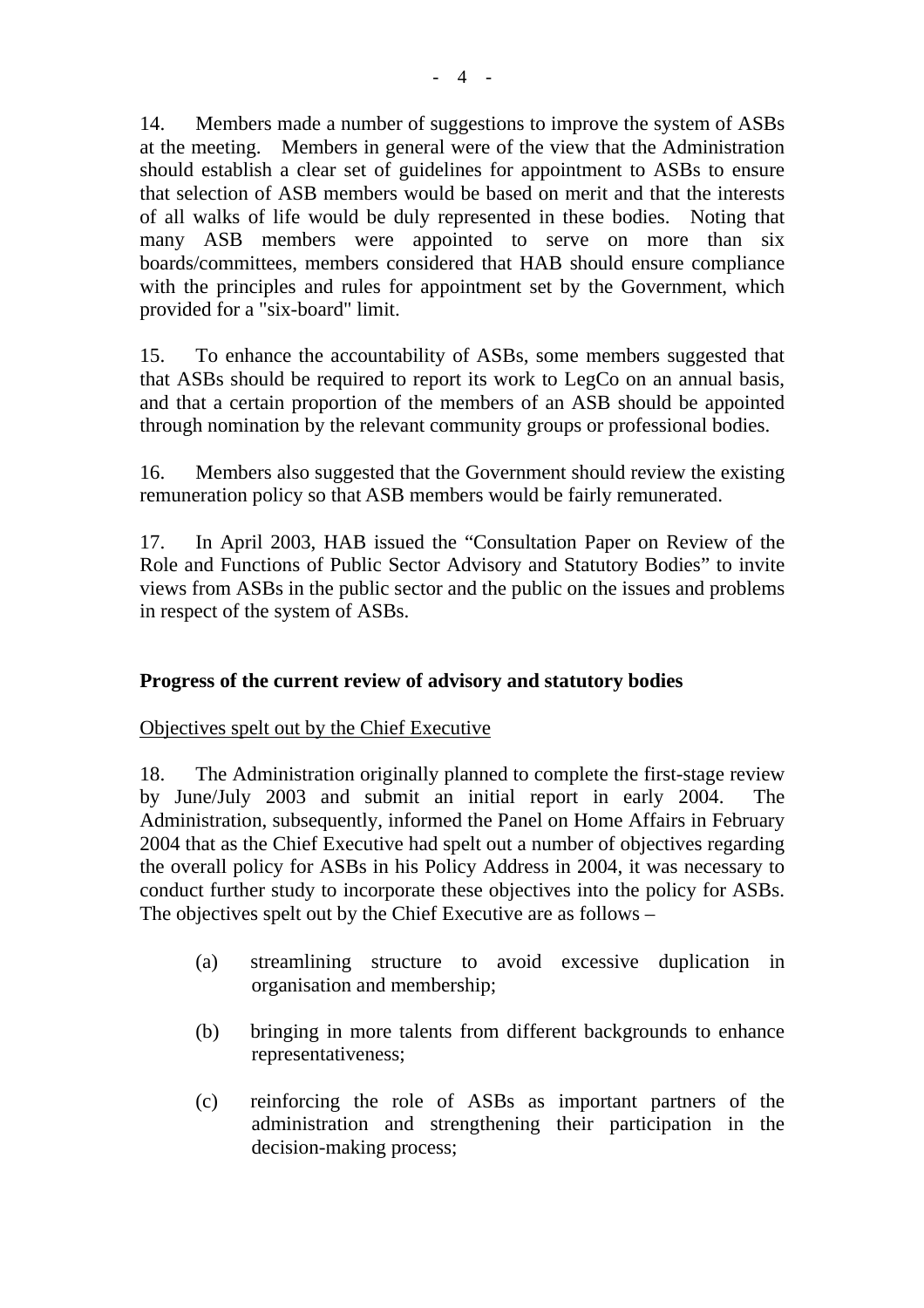14. Members made a number of suggestions to improve the system of ASBs at the meeting. Members in general were of the view that the Administration should establish a clear set of guidelines for appointment to ASBs to ensure that selection of ASB members would be based on merit and that the interests of all walks of life would be duly represented in these bodies. Noting that many ASB members were appointed to serve on more than six boards/committees, members considered that HAB should ensure compliance with the principles and rules for appointment set by the Government, which provided for a "six-board" limit.

15. To enhance the accountability of ASBs, some members suggested that that ASBs should be required to report its work to LegCo on an annual basis, and that a certain proportion of the members of an ASB should be appointed through nomination by the relevant community groups or professional bodies.

16. Members also suggested that the Government should review the existing remuneration policy so that ASB members would be fairly remunerated.

17. In April 2003, HAB issued the "Consultation Paper on Review of the Role and Functions of Public Sector Advisory and Statutory Bodies" to invite views from ASBs in the public sector and the public on the issues and problems in respect of the system of ASBs.

## Progress of the current review of advisory and statutory bodies

Objectives spelt out by the Chief Executive

18. The Administration originally planned to complete the first-stage review by June/July 2003 and submit an initial report in early 2004. The Administration, subsequently, informed the Panel on Home Affairs in February 2004 that as the Chief Executive had spelt out a number of objectives regarding the overall policy for ASBs in his Policy Address in 2004, it was necessary to conduct further study to incorporate these objectives into the policy for ASBs. The objectives spelt out by the Chief Executive are as follows –

(a) streamlining structure to avoid excessive duplication in organisation and membership;

(b) bringing in more talents from different backgrounds to enhance representativeness;

(c) reinforcing the role of ASBs as important partners of the administration and strengthening their participation in the decision-making process;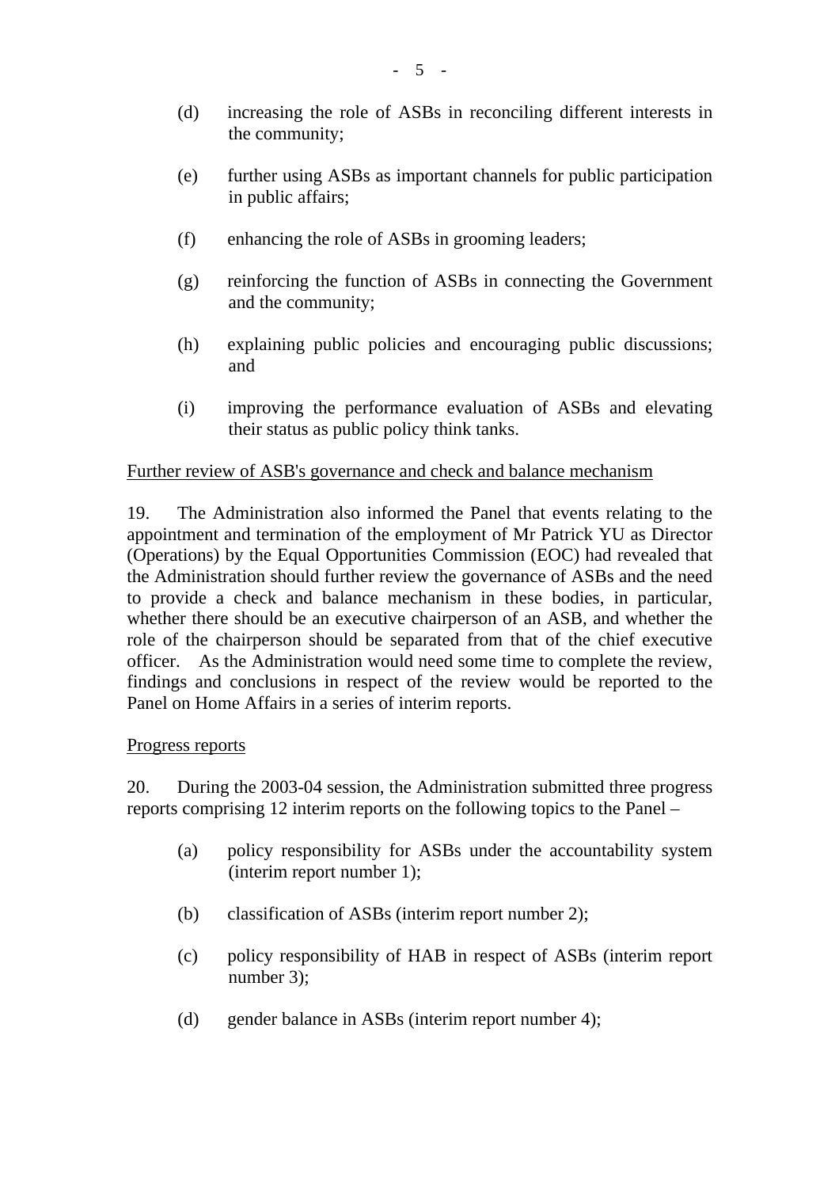(d) increasing the role of ASBs in reconciling different interests in the community;

(e) further using ASBs as important channels for public participation in public affairs;

(f) enhancing the role of ASBs in grooming leaders;

(g) reinforcing the function of ASBs in connecting the Government and the community;

(h) explaining public policies and encouraging public discussions; and

(i) improving the performance evaluation of ASBs and elevating their status as public policy think tanks.

<u>Further review of ASB's governance and check and balance mechanism</u>

19. The Administration also informed the Panel that events relating to the appointment and termination of the employment of Mr Patrick YU as Director (Operations) by the Equal Opportunities Commission (EOC) had revealed that the Administration should further review the governance of ASBs and the need to provide a check and balance mechanism in these bodies, in particular, whether there should be an executive chairperson of an ASB, and whether the role of the chairperson should be separated from that of the chief executive officer. As the Administration would need some time to complete the review, findings and conclusions in respect of the review would be reported to the Panel on Home Affairs in a series of interim reports.

<u>Progress reports</u>

20. During the 2003-04 session, the Administration submitted three progress reports comprising 12 interim reports on the following topics to the Panel –

(a) policy responsibility for ASBs under the accountability system (interim report number 1);

(b) classification of ASBs (interim report number 2);

(c) policy responsibility of HAB in respect of ASBs (interim report number 3);

(d) gender balance in ASBs (interim report number 4);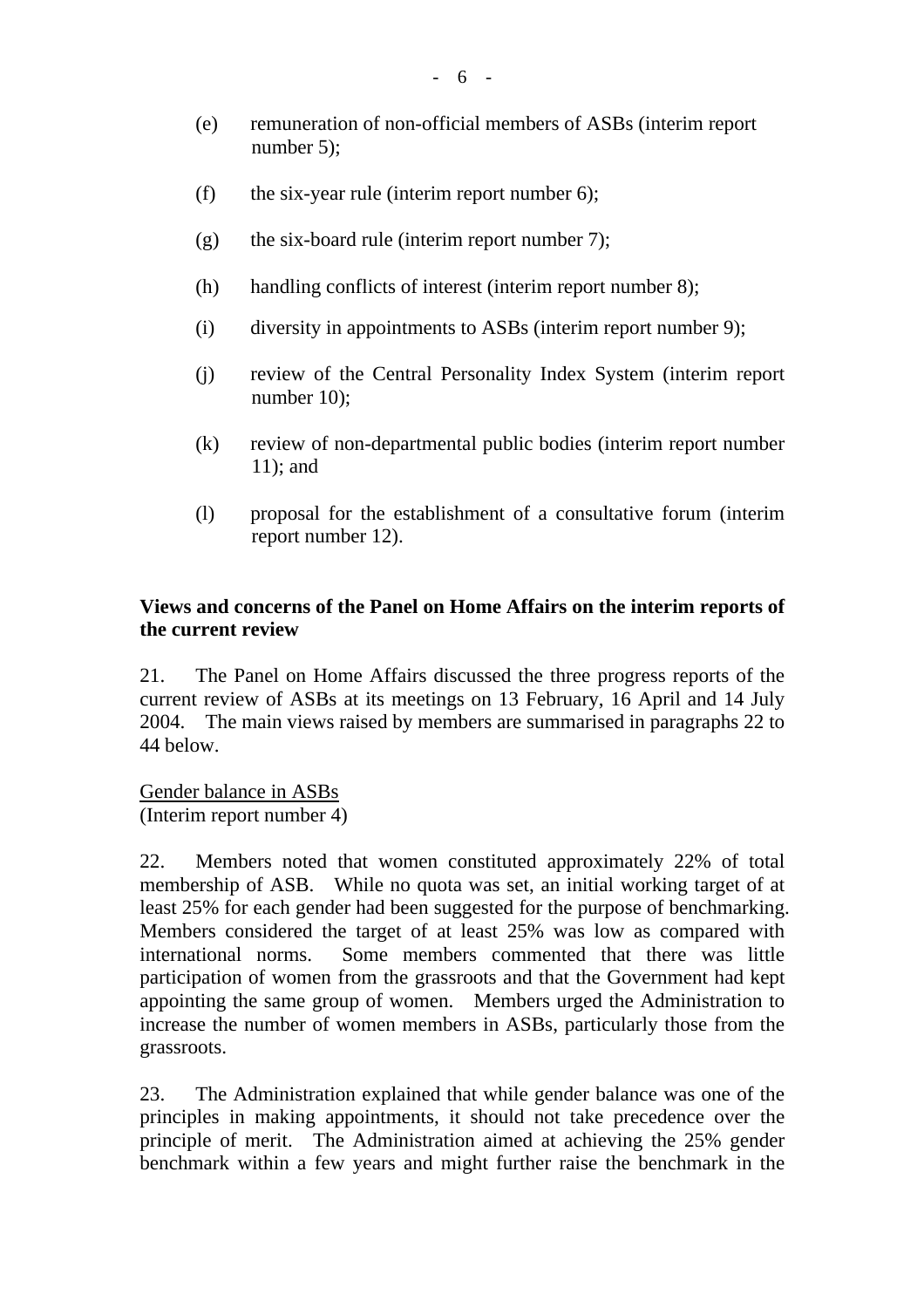(e) remuneration of non-official members of ASBs (interim report number 5);

(f) the six-year rule (interim report number 6);

(g) the six-board rule (interim report number 7);

(h) handling conflicts of interest (interim report number 8);

(i) diversity in appointments to ASBs (interim report number 9);

(j) review of the Central Personality Index System (interim report number 10);

(k) review of non-departmental public bodies (interim report number 11); and

(l) proposal for the establishment of a consultative forum (interim report number 12).

**Views and concerns of the Panel on Home Affairs on the interim reports of the current review**

21. The Panel on Home Affairs discussed the three progress reports of the current review of ASBs at its meetings on 13 February, 16 April and 14 July 2004. The main views raised by members are summarised in paragraphs 22 to 44 below.

<u>Gender balance in ASBs</u>
(Interim report number 4)

22. Members noted that women constituted approximately 22% of total membership of ASB. While no quota was set, an initial working target of at least 25% for each gender had been suggested for the purpose of benchmarking. Members considered the target of at least 25% was low as compared with international norms. Some members commented that there was little participation of women from the grassroots and that the Government had kept appointing the same group of women. Members urged the Administration to increase the number of women members in ASBs, particularly those from the grassroots.

23. The Administration explained that while gender balance was one of the principles in making appointments, it should not take precedence over the principle of merit. The Administration aimed at achieving the 25% gender benchmark within a few years and might further raise the benchmark in the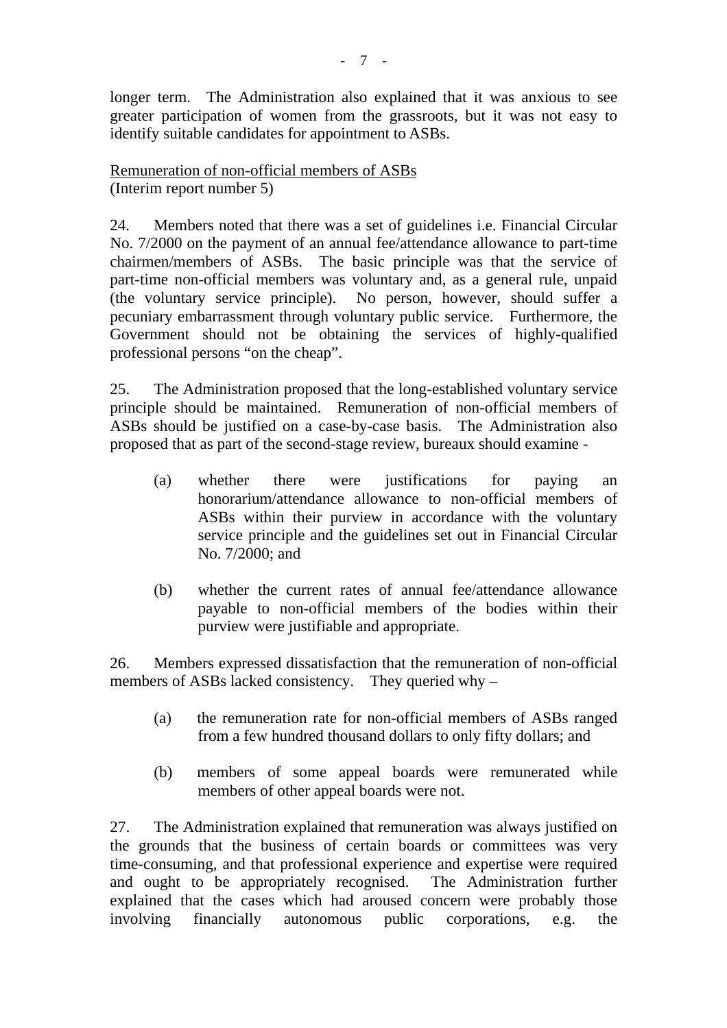longer term. The Administration also explained that it was anxious to see greater participation of women from the grassroots, but it was not easy to identify suitable candidates for appointment to ASBs.

<u>Remuneration of non-official members of ASBs</u>
(Interim report number 5)

24. Members noted that there was a set of guidelines i.e. Financial Circular No. 7/2000 on the payment of an annual fee/attendance allowance to part-time chairmen/members of ASBs. The basic principle was that the service of part-time non-official members was voluntary and, as a general rule, unpaid (the voluntary service principle). No person, however, should suffer a pecuniary embarrassment through voluntary public service. Furthermore, the Government should not be obtaining the services of highly-qualified professional persons "on the cheap".

25. The Administration proposed that the long-established voluntary service principle should be maintained. Remuneration of non-official members of ASBs should be justified on a case-by-case basis. The Administration also proposed that as part of the second-stage review, bureaux should examine -

(a) whether there were justifications for paying an honorarium/attendance allowance to non-official members of ASBs within their purview in accordance with the voluntary service principle and the guidelines set out in Financial Circular No. 7/2000; and

(b) whether the current rates of annual fee/attendance allowance payable to non-official members of the bodies within their purview were justifiable and appropriate.

26. Members expressed dissatisfaction that the remuneration of non-official members of ASBs lacked consistency. They queried why –

(a) the remuneration rate for non-official members of ASBs ranged from a few hundred thousand dollars to only fifty dollars; and

(b) members of some appeal boards were remunerated while members of other appeal boards were not.

27. The Administration explained that remuneration was always justified on the grounds that the business of certain boards or committees was very time-consuming, and that professional experience and expertise were required and ought to be appropriately recognised. The Administration further explained that the cases which had aroused concern were probably those involving financially autonomous public corporations, e.g. the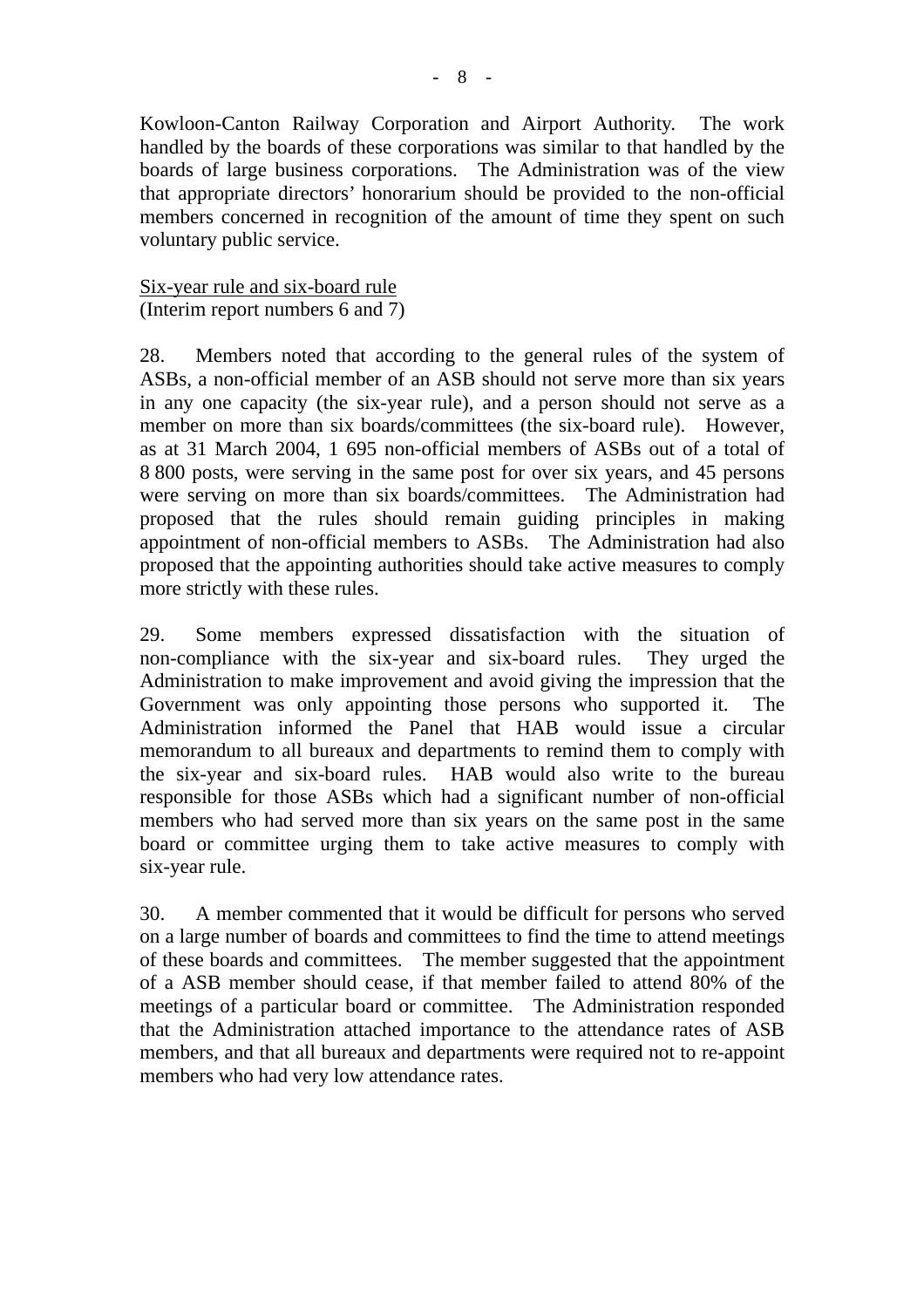Kowloon-Canton Railway Corporation and Airport Authority. The work handled by the boards of these corporations was similar to that handled by the boards of large business corporations. The Administration was of the view that appropriate directors' honorarium should be provided to the non-official members concerned in recognition of the amount of time they spent on such voluntary public service.

<u>Six-year rule and six-board rule</u>
(Interim report numbers 6 and 7)

28. Members noted that according to the general rules of the system of ASBs, a non-official member of an ASB should not serve more than six years in any one capacity (the six-year rule), and a person should not serve as a member on more than six boards/committees (the six-board rule). However, as at 31 March 2004, 1 695 non-official members of ASBs out of a total of 8 800 posts, were serving in the same post for over six years, and 45 persons were serving on more than six boards/committees. The Administration had proposed that the rules should remain guiding principles in making appointment of non-official members to ASBs. The Administration had also proposed that the appointing authorities should take active measures to comply more strictly with these rules.

29. Some members expressed dissatisfaction with the situation of non-compliance with the six-year and six-board rules. They urged the Administration to make improvement and avoid giving the impression that the Government was only appointing those persons who supported it. The Administration informed the Panel that HAB would issue a circular memorandum to all bureaux and departments to remind them to comply with the six-year and six-board rules. HAB would also write to the bureau responsible for those ASBs which had a significant number of non-official members who had served more than six years on the same post in the same board or committee urging them to take active measures to comply with six-year rule.

30. A member commented that it would be difficult for persons who served on a large number of boards and committees to find the time to attend meetings of these boards and committees. The member suggested that the appointment of a ASB member should cease, if that member failed to attend 80% of the meetings of a particular board or committee. The Administration responded that the Administration attached importance to the attendance rates of ASB members, and that all bureaux and departments were required not to re-appoint members who had very low attendance rates.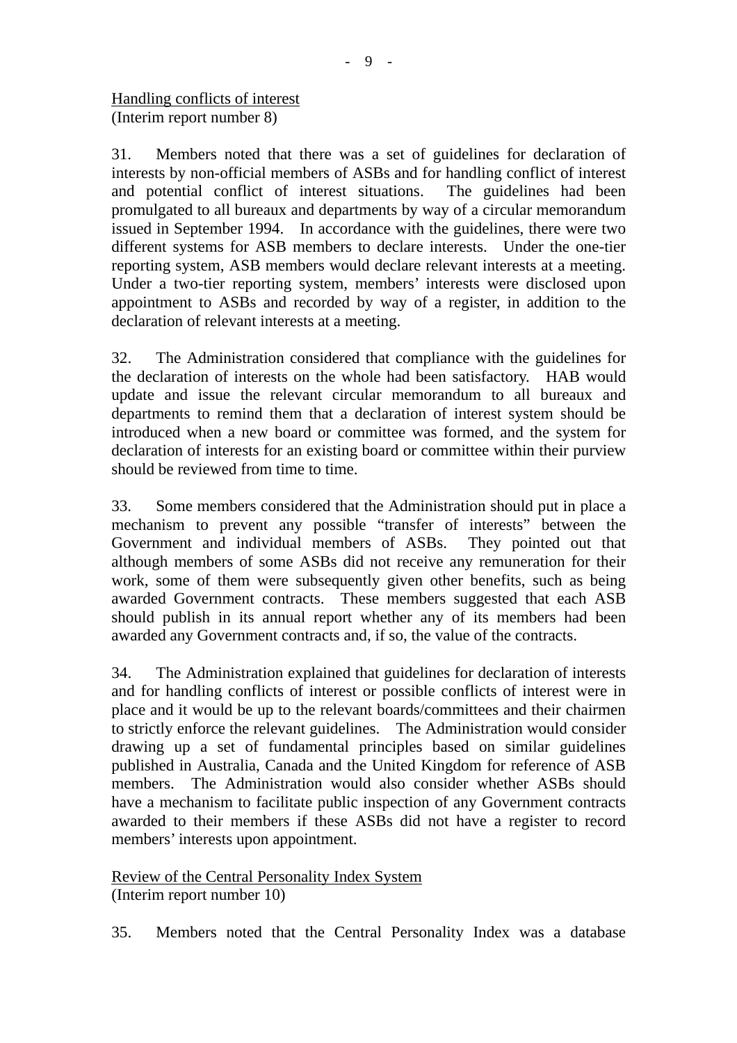Handling conflicts of interest
(Interim report number 8)

31. Members noted that there was a set of guidelines for declaration of interests by non-official members of ASBs and for handling conflict of interest and potential conflict of interest situations. The guidelines had been promulgated to all bureaux and departments by way of a circular memorandum issued in September 1994. In accordance with the guidelines, there were two different systems for ASB members to declare interests. Under the one-tier reporting system, ASB members would declare relevant interests at a meeting. Under a two-tier reporting system, members' interests were disclosed upon appointment to ASBs and recorded by way of a register, in addition to the declaration of relevant interests at a meeting.

32. The Administration considered that compliance with the guidelines for the declaration of interests on the whole had been satisfactory. HAB would update and issue the relevant circular memorandum to all bureaux and departments to remind them that a declaration of interest system should be introduced when a new board or committee was formed, and the system for declaration of interests for an existing board or committee within their purview should be reviewed from time to time.

33. Some members considered that the Administration should put in place a mechanism to prevent any possible "transfer of interests" between the Government and individual members of ASBs. They pointed out that although members of some ASBs did not receive any remuneration for their work, some of them were subsequently given other benefits, such as being awarded Government contracts. These members suggested that each ASB should publish in its annual report whether any of its members had been awarded any Government contracts and, if so, the value of the contracts.

34. The Administration explained that guidelines for declaration of interests and for handling conflicts of interest or possible conflicts of interest were in place and it would be up to the relevant boards/committees and their chairmen to strictly enforce the relevant guidelines. The Administration would consider drawing up a set of fundamental principles based on similar guidelines published in Australia, Canada and the United Kingdom for reference of ASB members. The Administration would also consider whether ASBs should have a mechanism to facilitate public inspection of any Government contracts awarded to their members if these ASBs did not have a register to record members' interests upon appointment.

Review of the Central Personality Index System
(Interim report number 10)

35. Members noted that the Central Personality Index was a database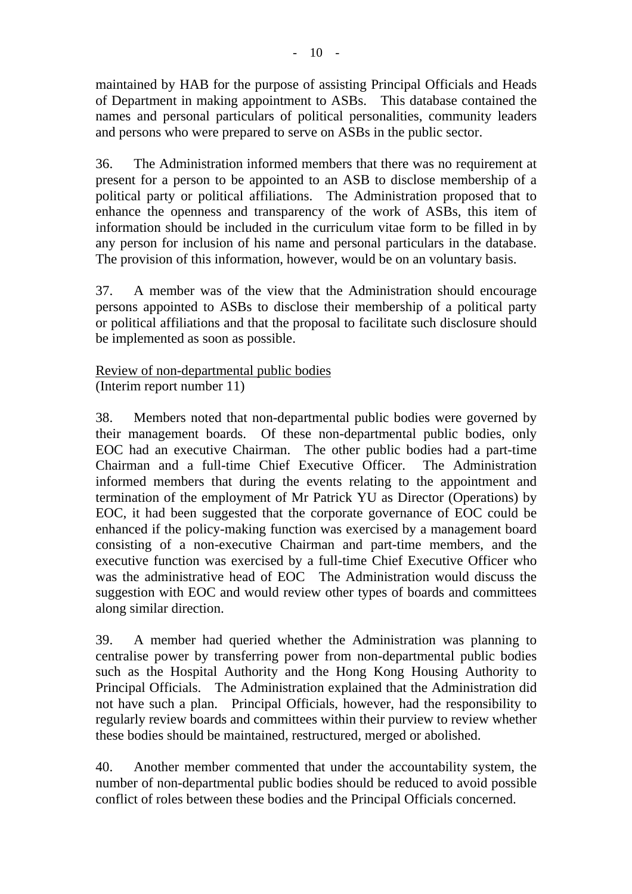maintained by HAB for the purpose of assisting Principal Officials and Heads of Department in making appointment to ASBs. This database contained the names and personal particulars of political personalities, community leaders and persons who were prepared to serve on ASBs in the public sector.

36. The Administration informed members that there was no requirement at present for a person to be appointed to an ASB to disclose membership of a political party or political affiliations. The Administration proposed that to enhance the openness and transparency of the work of ASBs, this item of information should be included in the curriculum vitae form to be filled in by any person for inclusion of his name and personal particulars in the database. The provision of this information, however, would be on an voluntary basis.

37. A member was of the view that the Administration should encourage persons appointed to ASBs to disclose their membership of a political party or political affiliations and that the proposal to facilitate such disclosure should be implemented as soon as possible.

<u>Review of non-departmental public bodies</u>
(Interim report number 11)

38. Members noted that non-departmental public bodies were governed by their management boards. Of these non-departmental public bodies, only EOC had an executive Chairman. The other public bodies had a part-time Chairman and a full-time Chief Executive Officer. The Administration informed members that during the events relating to the appointment and termination of the employment of Mr Patrick YU as Director (Operations) by EOC, it had been suggested that the corporate governance of EOC could be enhanced if the policy-making function was exercised by a management board consisting of a non-executive Chairman and part-time members, and the executive function was exercised by a full-time Chief Executive Officer who was the administrative head of EOC The Administration would discuss the suggestion with EOC and would review other types of boards and committees along similar direction.

39. A member had queried whether the Administration was planning to centralise power by transferring power from non-departmental public bodies such as the Hospital Authority and the Hong Kong Housing Authority to Principal Officials. The Administration explained that the Administration did not have such a plan. Principal Officials, however, had the responsibility to regularly review boards and committees within their purview to review whether these bodies should be maintained, restructured, merged or abolished.

40. Another member commented that under the accountability system, the number of non-departmental public bodies should be reduced to avoid possible conflict of roles between these bodies and the Principal Officials concerned.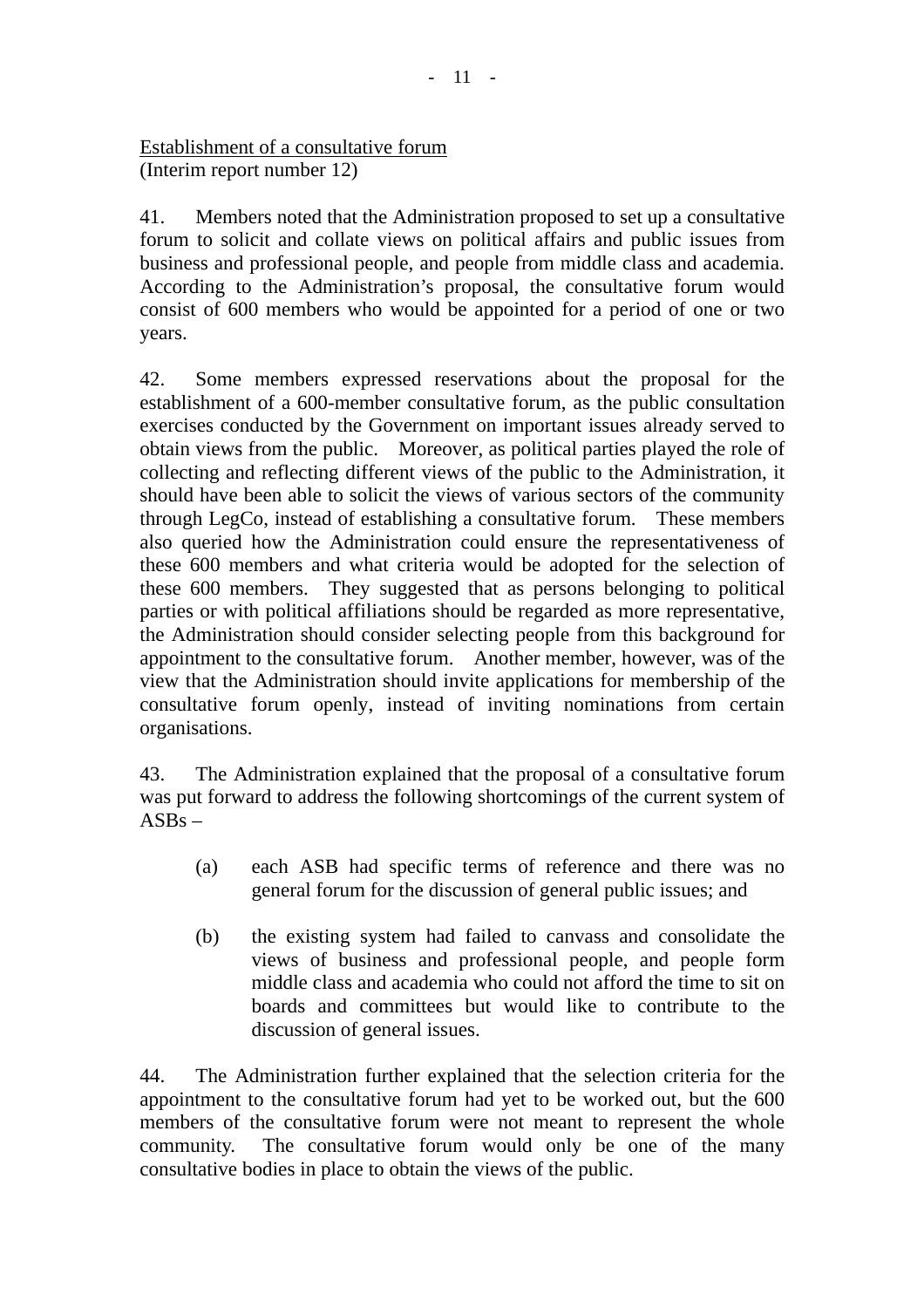<u>Establishment of a consultative forum</u>
(Interim report number 12)

41. Members noted that the Administration proposed to set up a consultative forum to solicit and collate views on political affairs and public issues from business and professional people, and people from middle class and academia. According to the Administration's proposal, the consultative forum would consist of 600 members who would be appointed for a period of one or two years.

42. Some members expressed reservations about the proposal for the establishment of a 600-member consultative forum, as the public consultation exercises conducted by the Government on important issues already served to obtain views from the public. Moreover, as political parties played the role of collecting and reflecting different views of the public to the Administration, it should have been able to solicit the views of various sectors of the community through LegCo, instead of establishing a consultative forum. These members also queried how the Administration could ensure the representativeness of these 600 members and what criteria would be adopted for the selection of these 600 members. They suggested that as persons belonging to political parties or with political affiliations should be regarded as more representative, the Administration should consider selecting people from this background for appointment to the consultative forum. Another member, however, was of the view that the Administration should invite applications for membership of the consultative forum openly, instead of inviting nominations from certain organisations.

43. The Administration explained that the proposal of a consultative forum was put forward to address the following shortcomings of the current system of ASBs –

(a) each ASB had specific terms of reference and there was no general forum for the discussion of general public issues; and

(b) the existing system had failed to canvass and consolidate the views of business and professional people, and people form middle class and academia who could not afford the time to sit on boards and committees but would like to contribute to the discussion of general issues.

44. The Administration further explained that the selection criteria for the appointment to the consultative forum had yet to be worked out, but the 600 members of the consultative forum were not meant to represent the whole community. The consultative forum would only be one of the many consultative bodies in place to obtain the views of the public.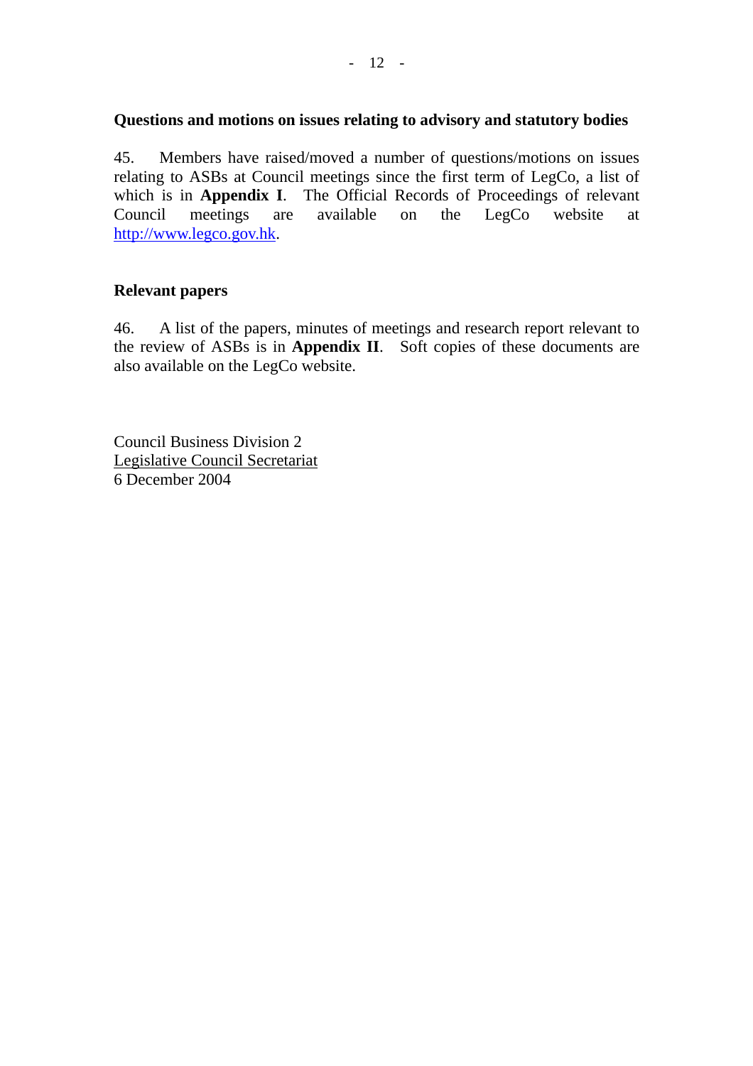**Questions and motions on issues relating to advisory and statutory bodies**

45. Members have raised/moved a number of questions/motions on issues relating to ASBs at Council meetings since the first term of LegCo, a list of which is in **Appendix I**. The Official Records of Proceedings of relevant Council meetings are available on the LegCo website at http://www.legco.gov.hk.

**Relevant papers**

46. A list of the papers, minutes of meetings and research report relevant to the review of ASBs is in **Appendix II**. Soft copies of these documents are also available on the LegCo website.

Council Business Division 2
Legislative Council Secretariat
6 December 2004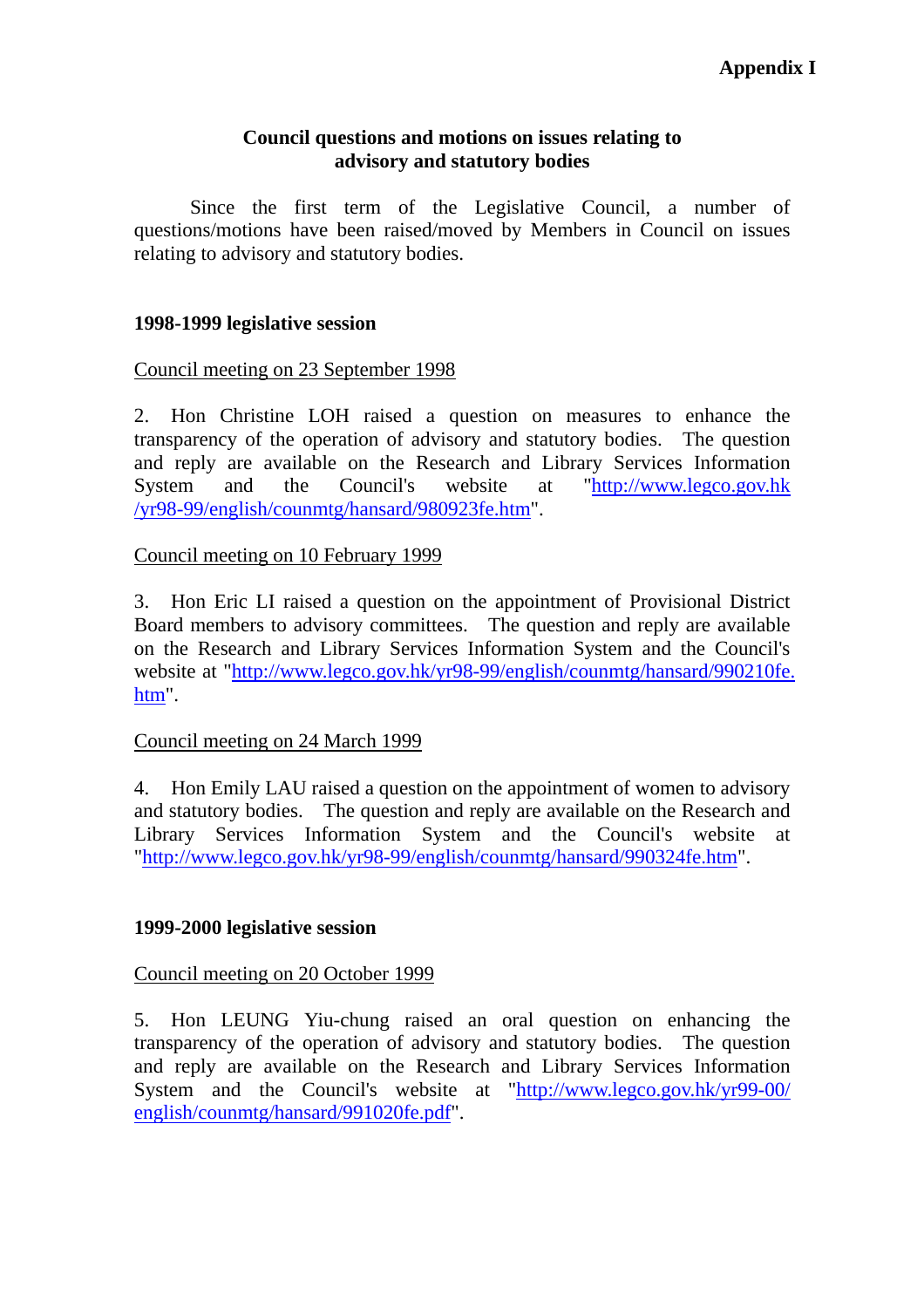**Appendix I**

**Council questions and motions on issues relating to advisory and statutory bodies**

Since the first term of the Legislative Council, a number of questions/motions have been raised/moved by Members in Council on issues relating to advisory and statutory bodies.

**1998-1999 legislative session**

Council meeting on 23 September 1998

2. Hon Christine LOH raised a question on measures to enhance the transparency of the operation of advisory and statutory bodies. The question and reply are available on the Research and Library Services Information System and the Council's website at "http://www.legco.gov.hk/yr98-99/english/counmtg/hansard/980923fe.htm".

Council meeting on 10 February 1999

3. Hon Eric LI raised a question on the appointment of Provisional District Board members to advisory committees. The question and reply are available on the Research and Library Services Information System and the Council's website at "http://www.legco.gov.hk/yr98-99/english/counmtg/hansard/990210fe.htm".

Council meeting on 24 March 1999

4. Hon Emily LAU raised a question on the appointment of women to advisory and statutory bodies. The question and reply are available on the Research and Library Services Information System and the Council's website at "http://www.legco.gov.hk/yr98-99/english/counmtg/hansard/990324fe.htm".

**1999-2000 legislative session**

Council meeting on 20 October 1999

5. Hon LEUNG Yiu-chung raised an oral question on enhancing the transparency of the operation of advisory and statutory bodies. The question and reply are available on the Research and Library Services Information System and the Council's website at "http://www.legco.gov.hk/yr99-00/english/counmtg/hansard/991020fe.pdf".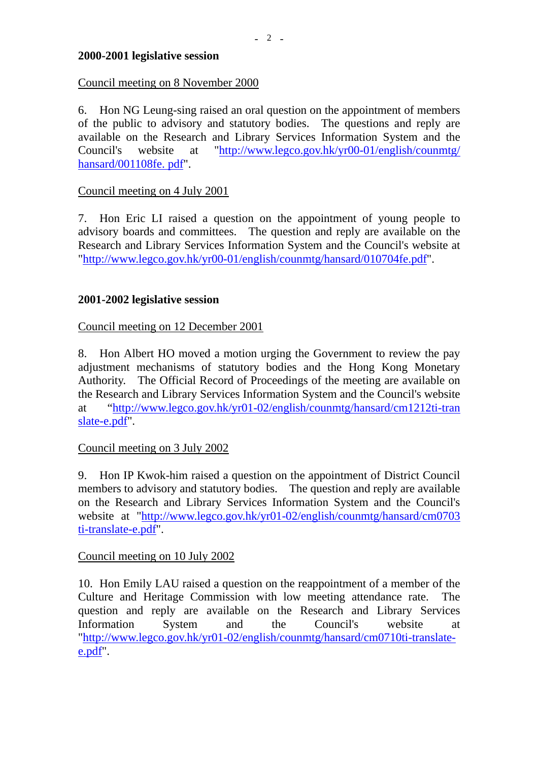**2000-2001 legislative session**

Council meeting on 8 November 2000

6. Hon NG Leung-sing raised an oral question on the appointment of members of the public to advisory and statutory bodies. The questions and reply are available on the Research and Library Services Information System and the Council's website at "http://www.legco.gov.hk/yr00-01/english/counmtg/hansard/001108fe. pdf".

Council meeting on 4 July 2001

7. Hon Eric LI raised a question on the appointment of young people to advisory boards and committees. The question and reply are available on the Research and Library Services Information System and the Council's website at "http://www.legco.gov.hk/yr00-01/english/counmtg/hansard/010704fe.pdf".

**2001-2002 legislative session**

Council meeting on 12 December 2001

8. Hon Albert HO moved a motion urging the Government to review the pay adjustment mechanisms of statutory bodies and the Hong Kong Monetary Authority. The Official Record of Proceedings of the meeting are available on the Research and Library Services Information System and the Council's website at "http://www.legco.gov.hk/yr01-02/english/counmtg/hansard/cm1212ti-translate-e.pdf".

Council meeting on 3 July 2002

9. Hon IP Kwok-him raised a question on the appointment of District Council members to advisory and statutory bodies. The question and reply are available on the Research and Library Services Information System and the Council's website at "http://www.legco.gov.hk/yr01-02/english/counmtg/hansard/cm0703ti-translate-e.pdf".

Council meeting on 10 July 2002

10. Hon Emily LAU raised a question on the reappointment of a member of the Culture and Heritage Commission with low meeting attendance rate. The question and reply are available on the Research and Library Services Information System and the Council's website at "http://www.legco.gov.hk/yr01-02/english/counmtg/hansard/cm0710ti-translate-e.pdf".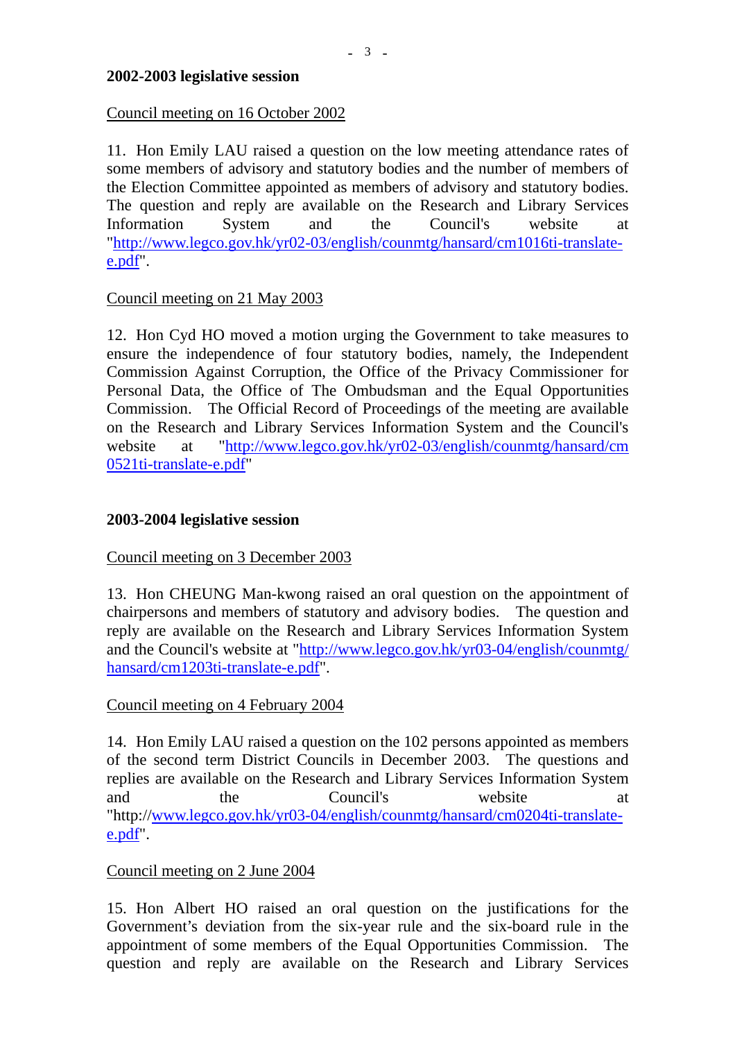**2002-2003 legislative session**

Council meeting on 16 October 2002

11. Hon Emily LAU raised a question on the low meeting attendance rates of some members of advisory and statutory bodies and the number of members of the Election Committee appointed as members of advisory and statutory bodies. The question and reply are available on the Research and Library Services Information System and the Council's website at "http://www.legco.gov.hk/yr02-03/english/counmtg/hansard/cm1016ti-translate-e.pdf".

Council meeting on 21 May 2003

12. Hon Cyd HO moved a motion urging the Government to take measures to ensure the independence of four statutory bodies, namely, the Independent Commission Against Corruption, the Office of the Privacy Commissioner for Personal Data, the Office of The Ombudsman and the Equal Opportunities Commission. The Official Record of Proceedings of the meeting are available on the Research and Library Services Information System and the Council's website at "http://www.legco.gov.hk/yr02-03/english/counmtg/hansard/cm0521ti-translate-e.pdf"

**2003-2004 legislative session**

Council meeting on 3 December 2003

13. Hon CHEUNG Man-kwong raised an oral question on the appointment of chairpersons and members of statutory and advisory bodies. The question and reply are available on the Research and Library Services Information System and the Council's website at "http://www.legco.gov.hk/yr03-04/english/counmtg/hansard/cm1203ti-translate-e.pdf".

Council meeting on 4 February 2004

14. Hon Emily LAU raised a question on the 102 persons appointed as members of the second term District Councils in December 2003. The questions and replies are available on the Research and Library Services Information System and the Council's website at "http://www.legco.gov.hk/yr03-04/english/counmtg/hansard/cm0204ti-translate-e.pdf".

Council meeting on 2 June 2004

15. Hon Albert HO raised an oral question on the justifications for the Government's deviation from the six-year rule and the six-board rule in the appointment of some members of the Equal Opportunities Commission. The question and reply are available on the Research and Library Services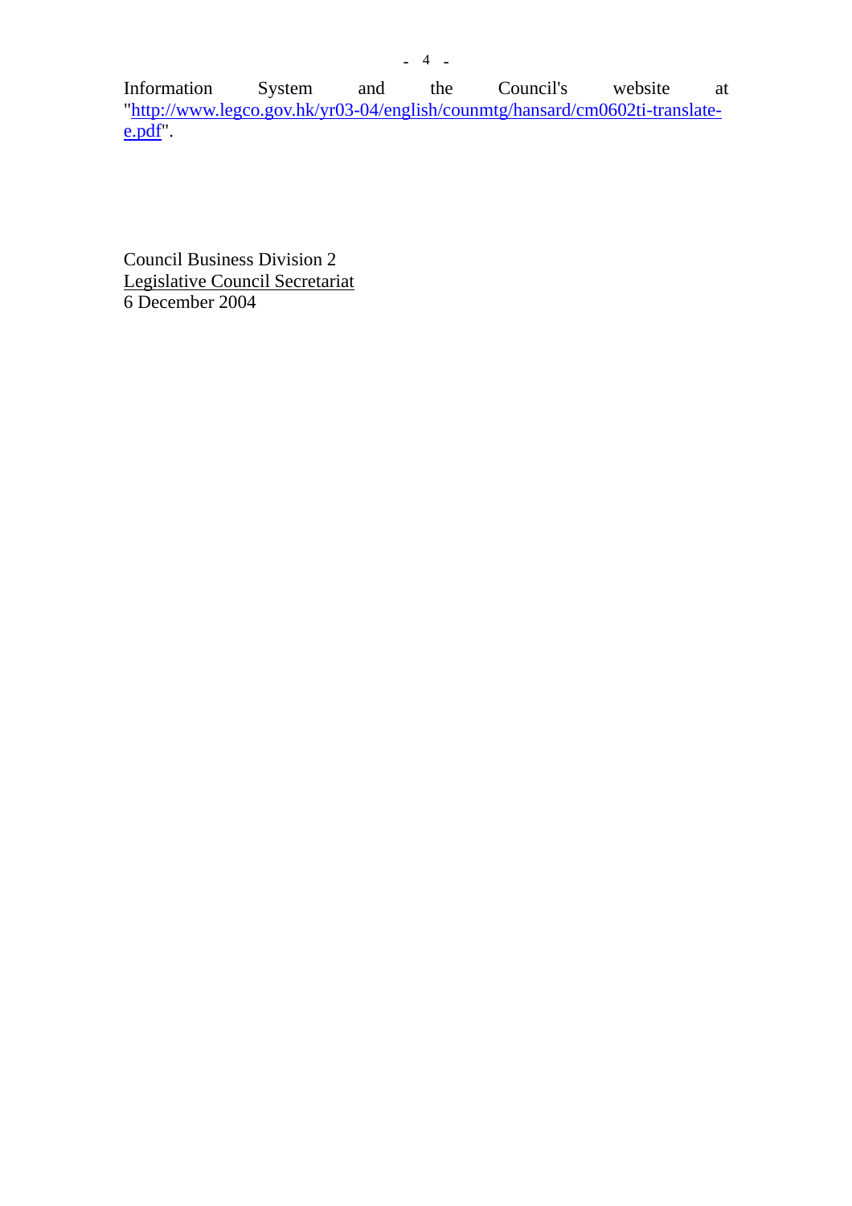Information System and the Council's website at "http://www.legco.gov.hk/yr03-04/english/counmtg/hansard/cm0602ti-translate-e.pdf".

Council Business Division 2
Legislative Council Secretariat
6 December 2004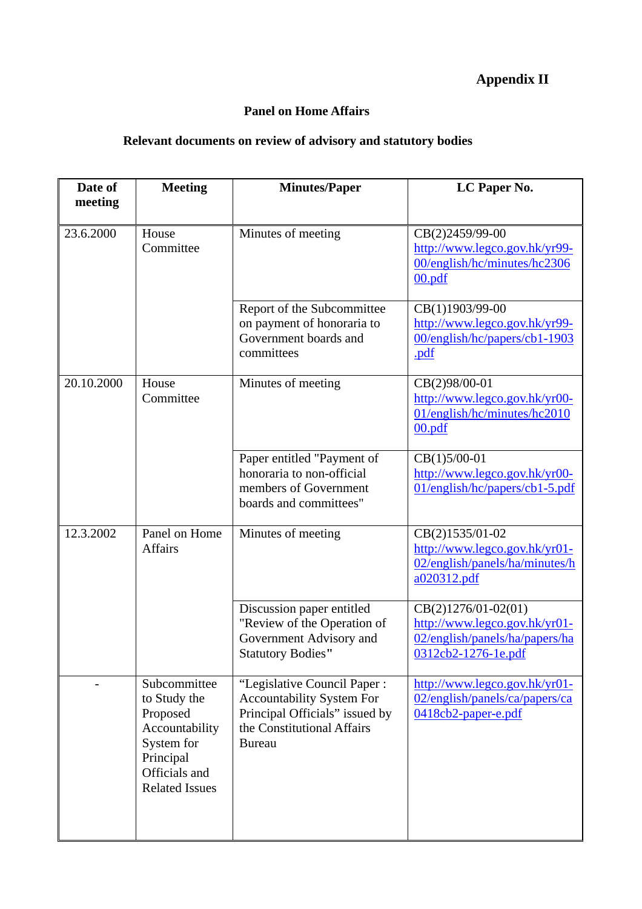**Appendix II**

**Panel on Home Affairs**

**Relevant documents on review of advisory and statutory bodies**

| Date of meeting | Meeting | Minutes/Paper | LC Paper No. |
|---|---|---|---|
| 23.6.2000 | House Committee | Minutes of meeting | CB(2)2459/99-00 http://www.legco.gov.hk/yr99-00/english/hc/minutes/hc230600.pdf |
| | | Report of the Subcommittee on payment of honoraria to Government boards and committees | CB(1)1903/99-00 http://www.legco.gov.hk/yr99-00/english/hc/papers/cb1-1903.pdf |
| 20.10.2000 | House Committee | Minutes of meeting | CB(2)98/00-01 http://www.legco.gov.hk/yr00-01/english/hc/minutes/hc201000.pdf |
| | | Paper entitled "Payment of honoraria to non-official members of Government boards and committees" | CB(1)5/00-01 http://www.legco.gov.hk/yr00-01/english/hc/papers/cb1-5.pdf |
| 12.3.2002 | Panel on Home Affairs | Minutes of meeting | CB(2)1535/01-02 http://www.legco.gov.hk/yr01-02/english/panels/ha/minutes/ha020312.pdf |
| | | Discussion paper entitled "Review of the Operation of Government Advisory and Statutory Bodies" | CB(2)1276/01-02(01) http://www.legco.gov.hk/yr01-02/english/panels/ha/papers/ha0312cb2-1276-1e.pdf |
| - | Subcommittee to Study the Proposed Accountability System for Principal Officials and Related Issues | "Legislative Council Paper : Accountability System For Principal Officials" issued by the Constitutional Affairs Bureau | http://www.legco.gov.hk/yr01-02/english/panels/ca/papers/ca0418cb2-paper-e.pdf |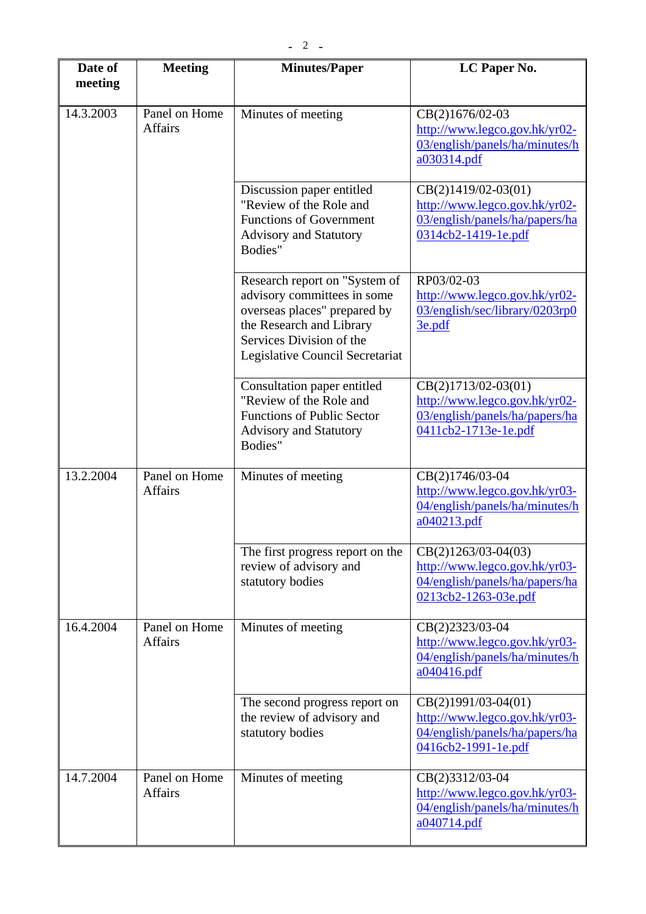| Date of meeting | Meeting | Minutes/Paper | LC Paper No. |
|---|---|---|---|
| 14.3.2003 | Panel on Home Affairs | Minutes of meeting | CB(2)1676/02-03 http://www.legco.gov.hk/yr02-03/english/panels/ha/minutes/ha030314.pdf |
| | | Discussion paper entitled "Review of the Role and Functions of Government Advisory and Statutory Bodies" | CB(2)1419/02-03(01) http://www.legco.gov.hk/yr02-03/english/panels/ha/papers/ha0314cb2-1419-1e.pdf |
| | | Research report on "System of advisory committees in some overseas places" prepared by the Research and Library Services Division of the Legislative Council Secretariat | RP03/02-03 http://www.legco.gov.hk/yr02-03/english/sec/library/0203rp03e.pdf |
| | | Consultation paper entitled "Review of the Role and Functions of Public Sector Advisory and Statutory Bodies" | CB(2)1713/02-03(01) http://www.legco.gov.hk/yr02-03/english/panels/ha/papers/ha0411cb2-1713e-1e.pdf |
| 13.2.2004 | Panel on Home Affairs | Minutes of meeting | CB(2)1746/03-04 http://www.legco.gov.hk/yr03-04/english/panels/ha/minutes/ha040213.pdf |
| | | The first progress report on the review of advisory and statutory bodies | CB(2)1263/03-04(03) http://www.legco.gov.hk/yr03-04/english/panels/ha/papers/ha0213cb2-1263-03e.pdf |
| 16.4.2004 | Panel on Home Affairs | Minutes of meeting | CB(2)2323/03-04 http://www.legco.gov.hk/yr03-04/english/panels/ha/minutes/ha040416.pdf |
| | | The second progress report on the review of advisory and statutory bodies | CB(2)1991/03-04(01) http://www.legco.gov.hk/yr03-04/english/panels/ha/papers/ha0416cb2-1991-1e.pdf |
| 14.7.2004 | Panel on Home Affairs | Minutes of meeting | CB(2)3312/03-04 http://www.legco.gov.hk/yr03-04/english/panels/ha/minutes/ha040714.pdf |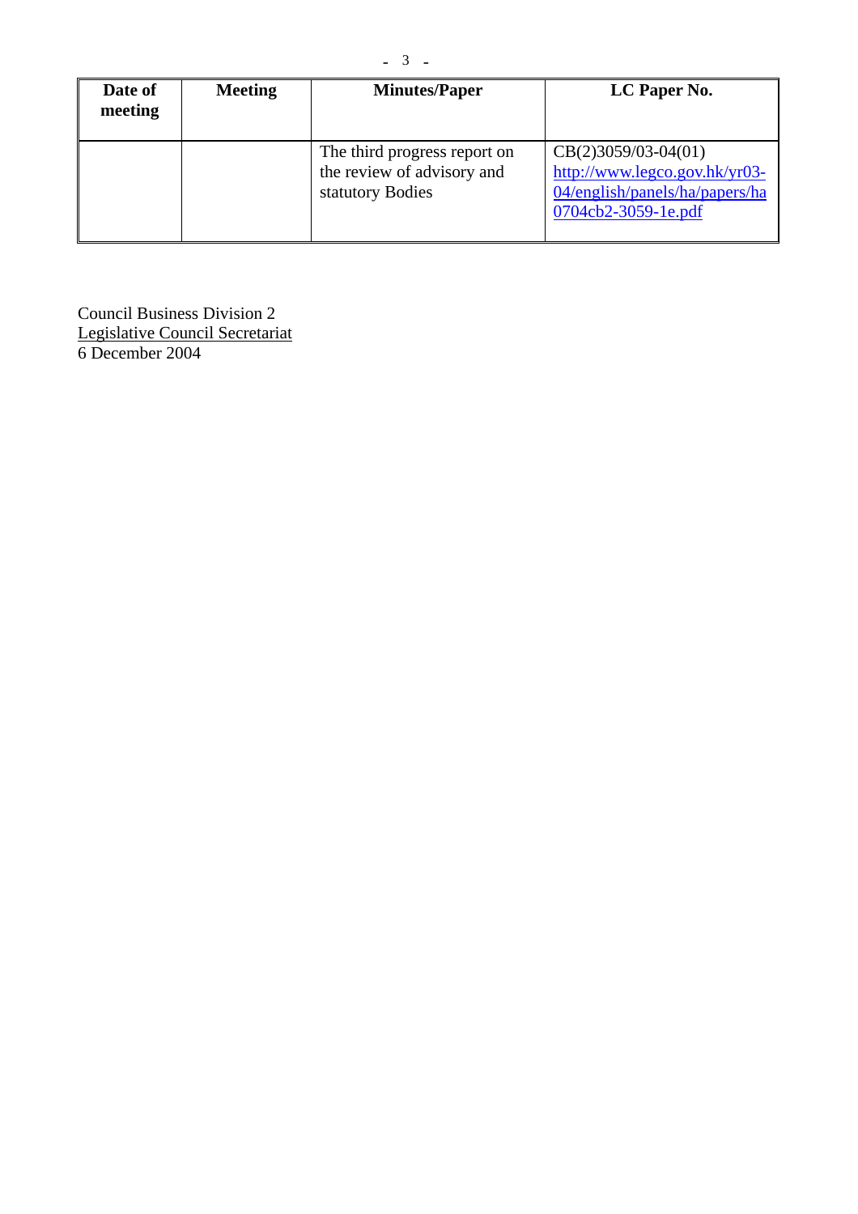| Date of meeting | Meeting | Minutes/Paper | LC Paper No. |
| --- | --- | --- | --- |
| | | The third progress report on the review of advisory and statutory Bodies | CB(2)3059/03-04(01) http://www.legco.gov.hk/yr03-04/english/panels/ha/papers/ha0704cb2-3059-1e.pdf |

Council Business Division 2
Legislative Council Secretariat
6 December 2004